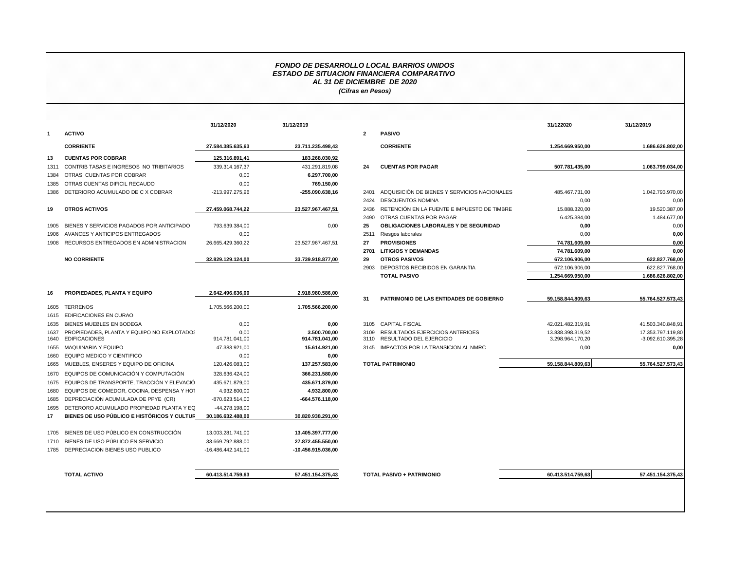***FONDO DE DESARROLLO LOCAL BARRIOS UNIDOS***
***ESTADO DE SITUACION FINANCIERA COMPARATIVO***
***AL 31 DE DICIEMBRE DE 2020***
***(Cifras en Pesos)***

| | | 31/12/2020 | 31/12/2019 |
|---|---|---|---|
| **1** | **ACTIVO** | | |
| | **CORRIENTE** | **27.584.385.635,63** | **23.711.235.498,43** |
| **13** | **CUENTAS POR COBRAR** | **125.316.891,41** | **183.268.030,92** |
| 1311 | CONTRIB TASAS E INGRESOS NO TRIBITARIOS | 339.314.167,37 | 431.291.819,08 |
| 1384 | OTRAS CUENTAS POR COBRAR | 0,00 | **6.297.700,00** |
| 1385 | OTRAS CUENTAS DIFICIL RECAUDO | 0,00 | **769.150,00** |
| 1386 | DETERIORO ACUMULADO DE C X COBRAR | -213.997.275,96 | **-255.090.638,16** |
| **19** | **OTROS ACTIVOS** | **27.459.068.744,22** | **23.527.967.467,51** |
| 1905 | BIENES Y SERVICIOS PAGADOS POR ANTICIPADO | 793.639.384,00 | 0,00 |
| 1906 | AVANCES Y ANTICIPOS ENTREGADOS | 0,00 | |
| 1908 | RECURSOS ENTREGADOS EN ADMINISTRACION | 26.665.429.360,22 | 23.527.967.467,51 |
| | **NO CORRIENTE** | **32.829.129.124,00** | **33.739.918.877,00** |
| **16** | **PROPIEDADES, PLANTA Y EQUIPO** | **2.642.496.636,00** | **2.918.980.586,00** |
| 1605 | TERRENOS | 1.705.566.200,00 | **1.705.566.200,00** |
| 1615 | EDIFICACIONES EN CURAO | | |
| 1635 | BIENES MUEBLES EN BODEGA | 0,00 | **0,00** |
| 1637 | PROPIEDADES, PLANTA Y EQUIPO NO EXPLOTADOS | 0,00 | **3.500.700,00** |
| 1640 | EDIFICACIONES | 914.781.041,00 | **914.781.041,00** |
| 1655 | MAQUINARIA Y EQUIPO | 47.383.921,00 | **15.614.921,00** |
| 1660 | EQUIPO MEDICO Y CIENTIFICO | 0,00 | **0,00** |
| 1665 | MUEBLES, ENSERES Y EQUIPO DE OFICINA | 120.426.083,00 | **137.257.583,00** |
| 1670 | EQUIPOS DE COMUNICACIÓN Y COMPUTACIÓN | 328.636.424,00 | **366.231.580,00** |
| 1675 | EQUIPOS DE TRANSPORTE, TRACCIÓN Y ELEVACIÓ | 435.671.879,00 | **435.671.879,00** |
| 1680 | EQUIPOS DE COMEDOR, COCINA, DESPENSA Y HOT | 4.932.800,00 | **4.932.800,00** |
| 1685 | DEPRECIACIÓN ACUMULADA DE PPYE (CR) | -870.623.514,00 | **-664.576.118,00** |
| 1695 | DETERORO ACUMULADO PROPIEDAD PLANTA Y EQ | -44.278.198,00 | |
| **17** | **BIENES DE USO PÚBLICO E HISTÓRICOS Y CULTUR** | **30.186.632.488,00** | **30.820.938.291,00** |
| 1705 | BIENES DE USO PÚBLICO EN CONSTRUCCIÓN | 13.003.281.741,00 | **13.405.397.777,00** |
| 1710 | BIENES DE USO PÚBLICO EN SERVICIO | 33.669.792.888,00 | **27.872.455.550,00** |
| 1785 | DEPRECIACION BIENES USO PUBLICO | -16.486.442.141,00 | **-10.456.915.036,00** |
| | **TOTAL ACTIVO** | **60.413.514.759,63** | **57.451.154.375,43** |

| | | 31/122020 | 31/12/2019 |
|---|---|---|---|
| **2** | **PASIVO** | | |
| | **CORRIENTE** | **1.254.669.950,00** | **1.686.626.802,00** |
| **24** | **CUENTAS POR PAGAR** | **507.781.435,00** | **1.063.799.034,00** |
| 2401 | ADQUISICIÓN DE BIENES Y SERVICIOS NACIONALES | 485.467.731,00 | 1.042.793.970,00 |
| 2424 | DESCUENTOS NOMINA | 0,00 | 0,00 |
| 2436 | RETENCIÓN EN LA FUENTE E IMPUESTO DE TIMBRE | 15.888.320,00 | 19.520.387,00 |
| 2490 | OTRAS CUENTAS POR PAGAR | 6.425.384,00 | 1.484.677,00 |
| **25** | **OBLIGACIONES LABORALES Y DE SEGURIDAD** | **0,00** | 0,00 |
| 2511 | Riesgos laborales | 0,00 | **0,00** |
| **27** | **PROVISIONES** | **74.781.609,00** | **0,00** |
| **2701** | **LITIGIOS Y DEMANDAS** | **74.781.609,00** | **0,00** |
| **29** | **OTROS PASIVOS** | **672.106.906,00** | **622.827.768,00** |
| 2903 | DEPOSTOS RECIBIDOS EN GARANTIA | 672.106.906,00 | 622.827.768,00 |
| | **TOTAL PASIVO** | **1.254.669.950,00** | **1.686.626.802,00** |
| **31** | **PATRIMONIO DE LAS ENTIDADES DE GOBIERNO** | **59.158.844.809,63** | **55.764.527.573,43** |
| 3105 | CAPITAL FISCAL | 42.021.482.319,91 | 41.503.340.848,91 |
| 3109 | RESULTADOS EJERCICIOS ANTERIOES | 13.838.398.319,52 | 17.353.797.119,80 |
| 3110 | RESULTADO DEL EJERCICIO | 3.298.964.170,20 | -3.092.610.395,28 |
| 3145 | IMPACTOS POR LA TRANSICION AL NMRC | 0,00 | **0,00** |
| | **TOTAL PATRIMONIO** | **59.158.844.809,63** | **55.764.527.573,43** |
| | **TOTAL PASIVO + PATRIMONIO** | **60.413.514.759,63** | **57.451.154.375,43** |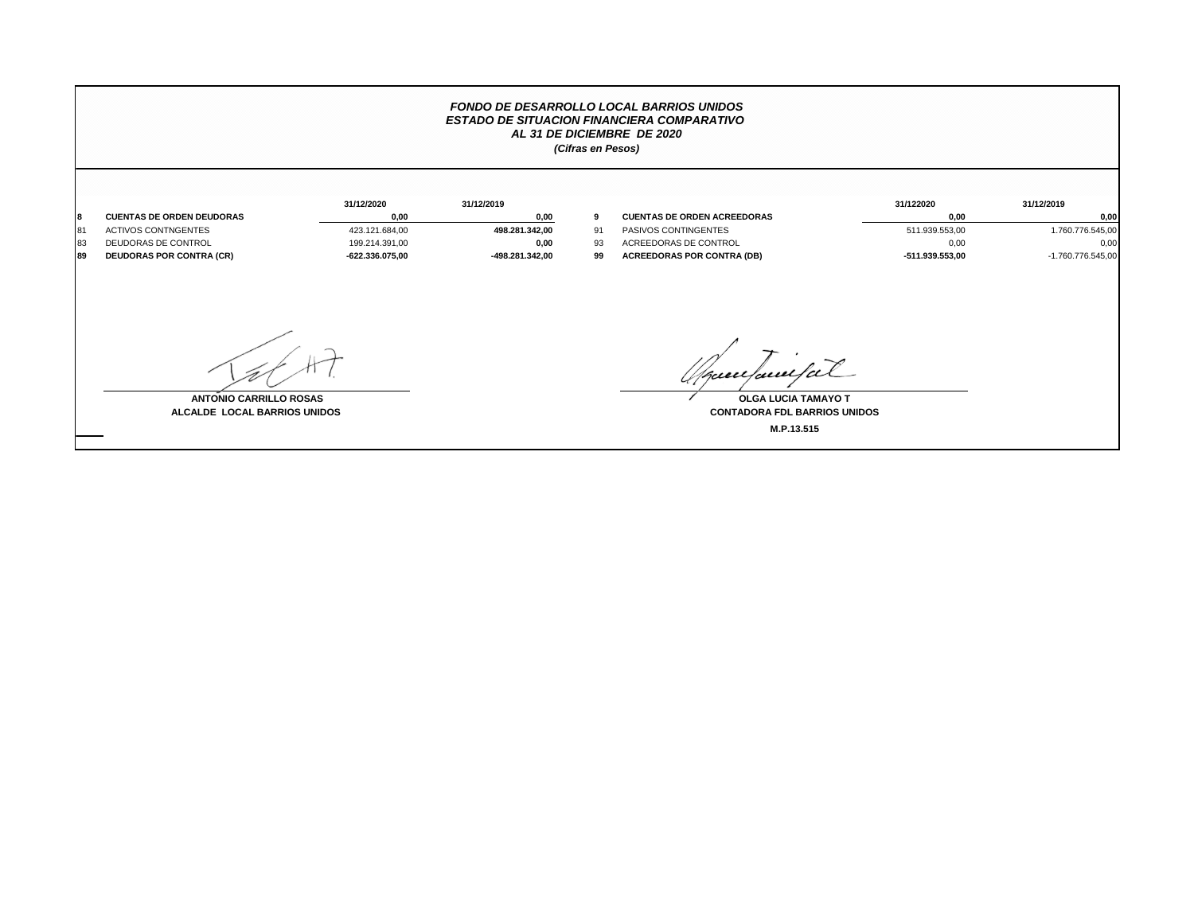***FONDO DE DESARROLLO LOCAL BARRIOS UNIDOS***
***ESTADO DE SITUACION FINANCIERA COMPARATIVO***
***AL 31 DE DICIEMBRE DE 2020***
***(Cifras en Pesos)***

| | | 31/12/2020 | 31/12/2019 | | | 31/122020 | 31/12/2019 |
|---|---|---|---|---|---|---|---|
| **8** | **CUENTAS DE ORDEN DEUDORAS** | **0,00** | **0,00** | **9** | **CUENTAS DE ORDEN ACREEDORAS** | **0,00** | **0,00** |
| 81 | ACTIVOS CONTNGENTES | 423.121.684,00 | **498.281.342,00** | 91 | PASIVOS CONTINGENTES | 511.939.553,00 | 1.760.776.545,00 |
| 83 | DEUDORAS DE CONTROL | 199.214.391,00 | **0,00** | 93 | ACREEDORAS DE CONTROL | 0,00 | 0,00 |
| **89** | **DEUDORAS POR CONTRA (CR)** | **-622.336.075,00** | **-498.281.342,00** | **99** | **ACREEDORAS POR CONTRA (DB)** | **-511.939.553,00** | -1.760.776.545,00 |

**ANTONIO CARRILLO ROSAS**
**ALCALDE LOCAL BARRIOS UNIDOS**

**OLGA LUCIA TAMAYO T**
**CONTADORA FDL BARRIOS UNIDOS**
**M.P.13.515**